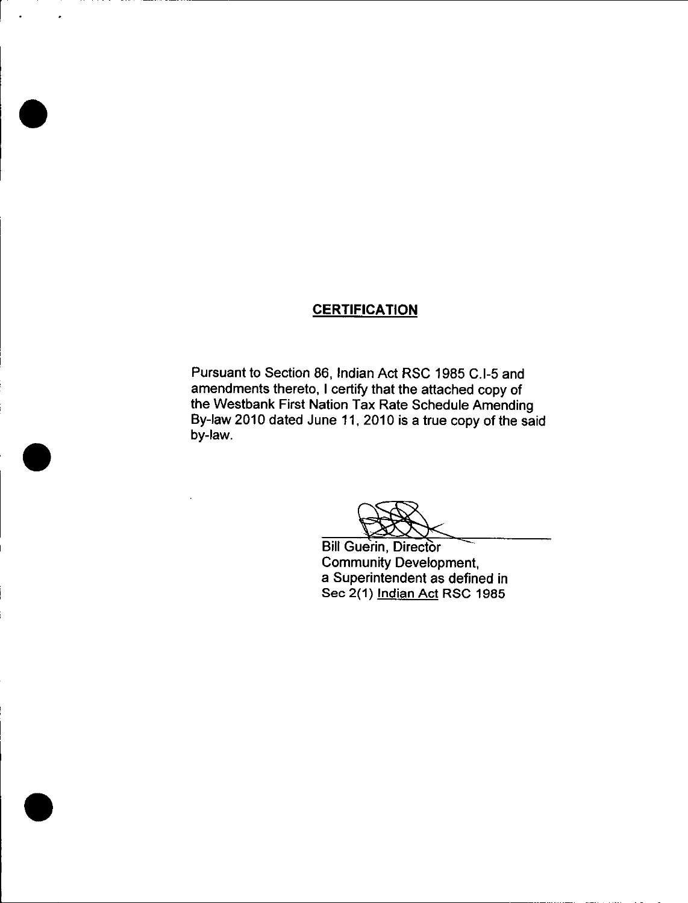## **CERTIFICATION**

Pursuant to Section 86, Indian Act RSC 1985 C.I-5 and amendments thereto, I certify that the attached copy of the Westbank First Nation Tax Rate Schedule Amending By-law 2010 dated June 11, 2010 is a true copy of the said by-law.

Bill Guerin, Director
Community Development,
a Superintendent as defined in
Sec 2(1) Indian Act RSC 1985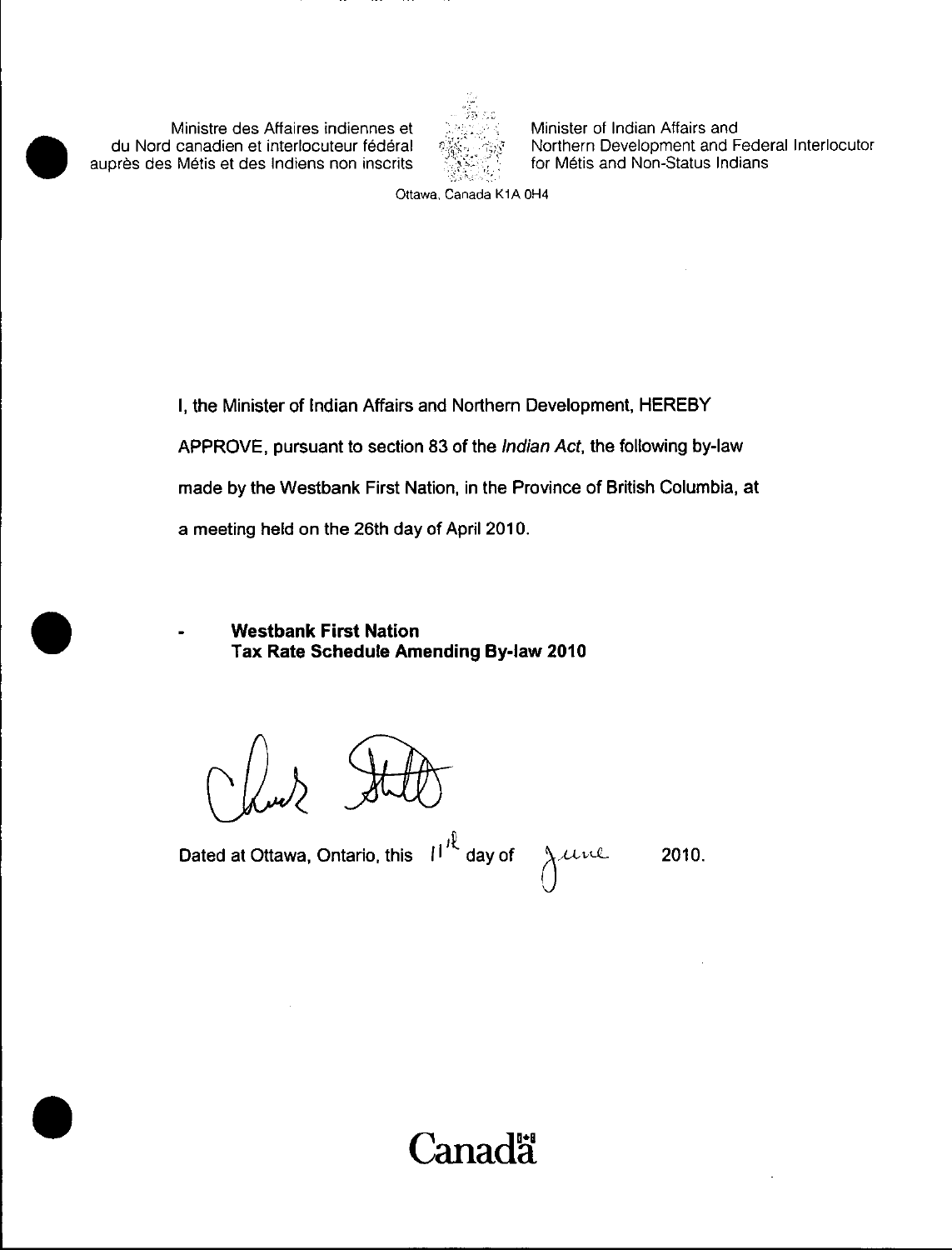Ministre des Affaires indiennes et du Nord canadien et interlocuteur fédéral auprès des Métis et des Indiens non inscrits

Minister of Indian Affairs and Northern Development and Federal Interlocutor for Métis and Non-Status Indians

Ottawa, Canada K1A 0H4

I, the Minister of Indian Affairs and Northern Development, HEREBY APPROVE, pursuant to section 83 of the *Indian Act*, the following by-law made by the Westbank First Nation, in the Province of British Columbia, at a meeting held on the 26th day of April 2010.

- **Westbank First Nation**
  **Tax Rate Schedule Amending By-law 2010**

Dated at Ottawa, Ontario, this 11th day of June 2010.

Canada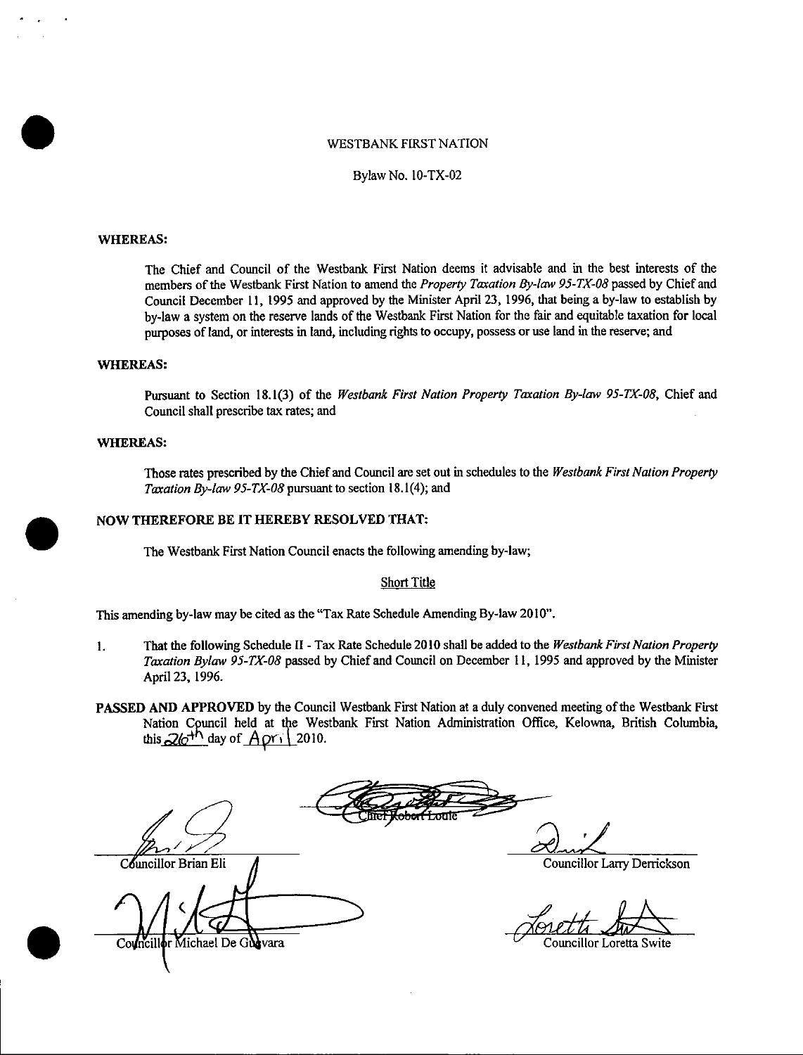WESTBANK FIRST NATION

Bylaw No. 10-TX-02

**WHEREAS:**

The Chief and Council of the Westbank First Nation deems it advisable and in the best interests of the members of the Westbank First Nation to amend the *Property Taxation By-law 95-TX-08* passed by Chief and Council December 11, 1995 and approved by the Minister April 23, 1996, that being a by-law to establish by by-law a system on the reserve lands of the Westbank First Nation for the fair and equitable taxation for local purposes of land, or interests in land, including rights to occupy, possess or use land in the reserve; and

**WHEREAS:**

Pursuant to Section 18.1(3) of the *Westbank First Nation Property Taxation By-law 95-TX-08*, Chief and Council shall prescribe tax rates; and

**WHEREAS:**

Those rates prescribed by the Chief and Council are set out in schedules to the *Westbank First Nation Property Taxation By-law 95-TX-08* pursuant to section 18.1(4); and

**NOW THEREFORE BE IT HEREBY RESOLVED THAT:**

The Westbank First Nation Council enacts the following amending by-law;

Short Title

This amending by-law may be cited as the "Tax Rate Schedule Amending By-law 2010".

1. That the following Schedule II - Tax Rate Schedule 2010 shall be added to the *Westbank First Nation Property Taxation Bylaw 95-TX-08* passed by Chief and Council on December 11, 1995 and approved by the Minister April 23, 1996.

**PASSED AND APPROVED** by the Council Westbank First Nation at a duly convened meeting of the Westbank First Nation Council held at the Westbank First Nation Administration Office, Kelowna, British Columbia, this 26th day of April 2010.

Chief Robert Louie

Councillor Brian Eli

Councillor Larry Derrickson

Councillor Michael De Guevara

Councillor Loretta Swite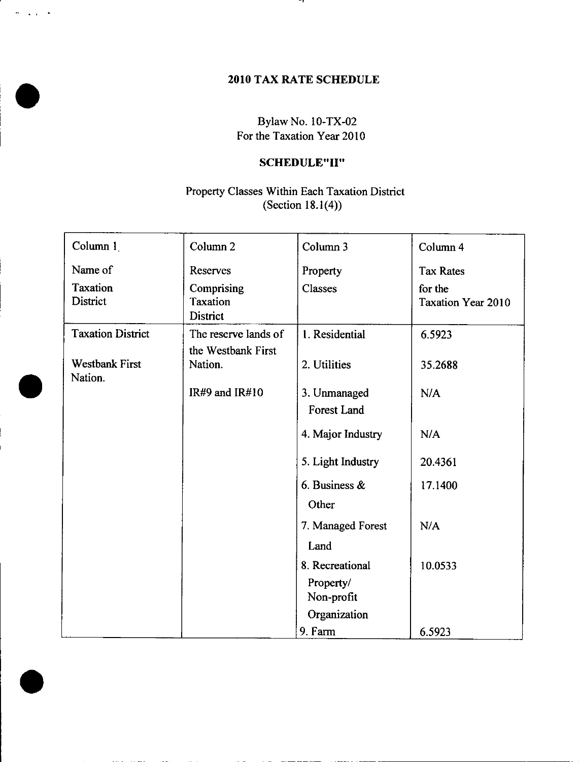## 2010 TAX RATE SCHEDULE

Bylaw No. 10-TX-02
For the Taxation Year 2010

### SCHEDULE"II"

Property Classes Within Each Taxation District
(Section 18.1(4))

| Column 1<br>Name of Taxation District | Column 2<br>Reserves Comprising Taxation District | Column 3<br>Property Classes | Column 4<br>Tax Rates for the Taxation Year 2010 |
|---|---|---|---|
| Taxation District<br><br>Westbank First Nation. | The reserve lands of the Westbank First Nation.<br><br>IR#9 and IR#10 | 1. Residential | 6.5923 |
| | | 2. Utilities | 35.2688 |
| | | 3. Unmanaged Forest Land | N/A |
| | | 4. Major Industry | N/A |
| | | 5. Light Industry | 20.4361 |
| | | 6. Business & Other | 17.1400 |
| | | 7. Managed Forest Land | N/A |
| | | 8. Recreational Property/ Non-profit Organization | 10.0533 |
| | | 9. Farm | 6.5923 |